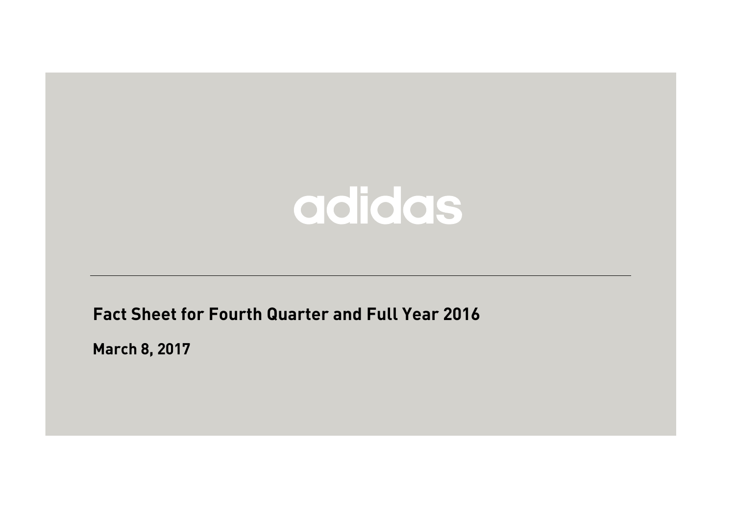# adidas

## Fact Sheet for Fourth Quarter and Full Year 2016

**March 8, 2017**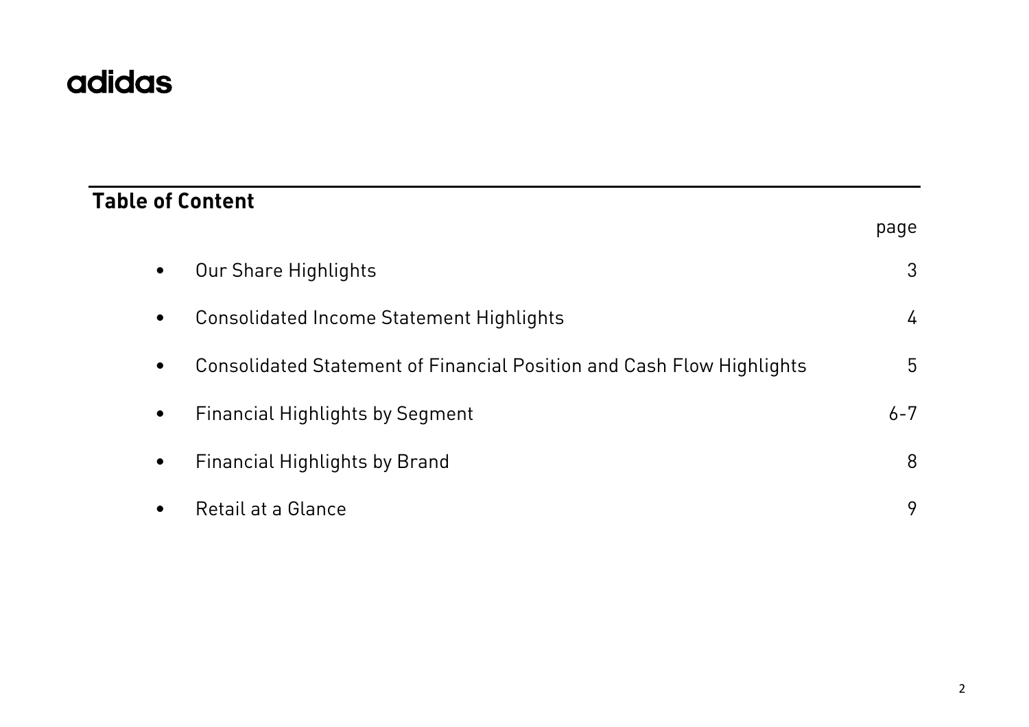adidas

## Table of Content

| | page |
|---|---|
| • Our Share Highlights | 3 |
| • Consolidated Income Statement Highlights | 4 |
| • Consolidated Statement of Financial Position and Cash Flow Highlights | 5 |
| • Financial Highlights by Segment | 6-7 |
| • Financial Highlights by Brand | 8 |
| • Retail at a Glance | 9 |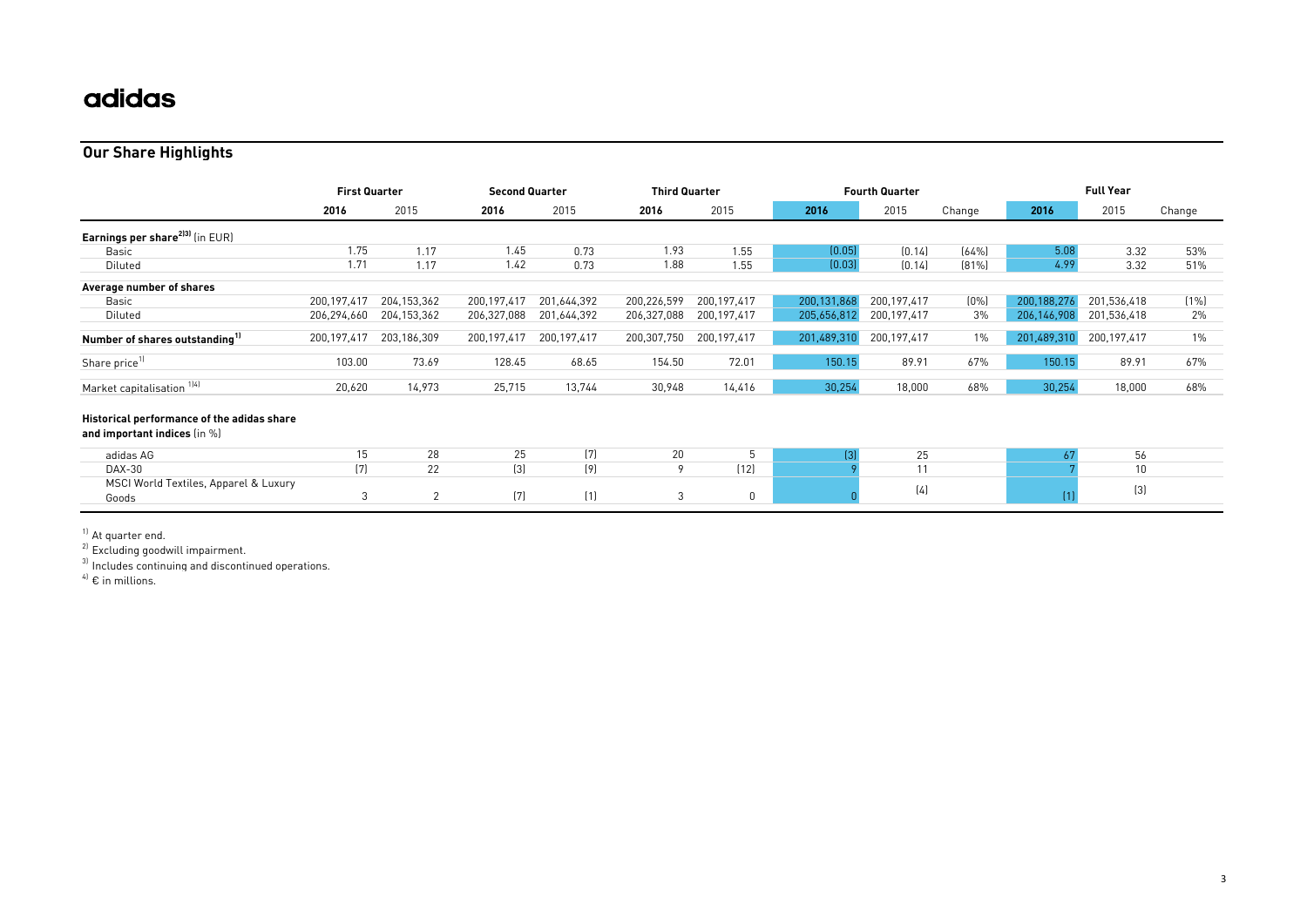adidas

## Our Share Highlights

| | First Quarter | | Second Quarter | | Third Quarter | | Fourth Quarter | | | Full Year | | |
|---|---|---|---|---|---|---|---|---|---|---|---|---|
| | **2016** | 2015 | **2016** | 2015 | **2016** | 2015 | **2016** | 2015 | Change | **2016** | 2015 | Change |
| **Earnings per share[2)3)]** (in EUR) | | | | | | | | | | | | |
| Basic | 1.75 | 1.17 | 1.45 | 0.73 | 1.93 | 1.55 | (0.05) | (0.14) | (64%) | 5.08 | 3.32 | 53% |
| Diluted | 1.71 | 1.17 | 1.42 | 0.73 | 1.88 | 1.55 | (0.03) | (0.14) | (81%) | 4.99 | 3.32 | 51% |
| **Average number of shares** | | | | | | | | | | | | |
| Basic | 200,197,417 | 204,153,362 | 200,197,417 | 201,644,392 | 200,226,599 | 200,197,417 | 200,131,868 | 200,197,417 | (0%) | 200,188,276 | 201,536,418 | (1%) |
| Diluted | 206,294,660 | 204,153,362 | 206,327,088 | 201,644,392 | 206,327,088 | 200,197,417 | 205,656,812 | 200,197,417 | 3% | 206,146,908 | 201,536,418 | 2% |
| **Number of shares outstanding[1)]** | 200,197,417 | 203,186,309 | 200,197,417 | 200,197,417 | 200,307,750 | 200,197,417 | 201,489,310 | 200,197,417 | 1% | 201,489,310 | 200,197,417 | 1% |
| Share price[1)] | 103.00 | 73.69 | 128.45 | 68.65 | 154.50 | 72.01 | 150.15 | 89.91 | 67% | 150.15 | 89.91 | 67% |
| Market capitalisation [1)4)] | 20,620 | 14,973 | 25,715 | 13,744 | 30,948 | 14,416 | 30,254 | 18,000 | 68% | 30,254 | 18,000 | 68% |
| **Historical performance of the adidas share and important indices** (in %) | | | | | | | | | | | | |
| adidas AG | 15 | 28 | 25 | (7) | 20 | 5 | (3) | 25 | | 67 | 56 | |
| DAX-30 | (7) | 22 | (3) | (9) | 9 | (12) | 9 | 11 | | 7 | 10 | |
| MSCI World Textiles, Apparel & Luxury Goods | 3 | 2 | (7) | (1) | 3 | 0 | 0 | (4) | | (1) | (3) | |

[1)] At quarter end.
[2)] Excluding goodwill impairment.
[3)] Includes continuing and discontinued operations.
[4)] € in millions.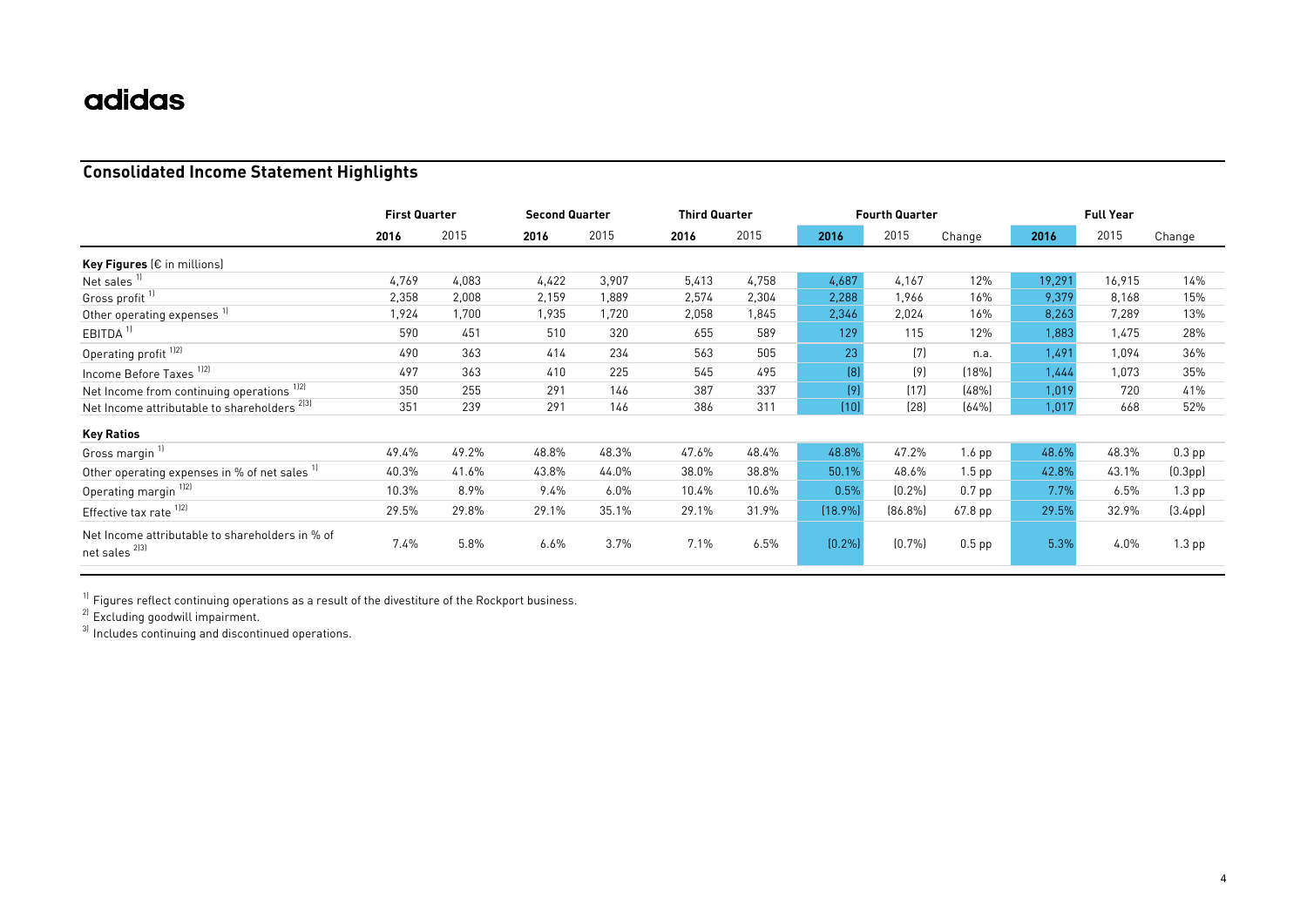adidas

## Consolidated Income Statement Highlights

| | First Quarter | | Second Quarter | | Third Quarter | | Fourth Quarter | | | Full Year | | |
|---|---|---|---|---|---|---|---|---|---|---|---|---|
| | **2016** | 2015 | **2016** | 2015 | **2016** | 2015 | **2016** | 2015 | Change | **2016** | 2015 | Change |
| **Key Figures** (€ in millions) | | | | | | | | | | | | |
| Net sales [1] | 4,769 | 4,083 | 4,422 | 3,907 | 5,413 | 4,758 | 4,687 | 4,167 | 12% | 19,291 | 16,915 | 14% |
| Gross profit [1] | 2,358 | 2,008 | 2,159 | 1,889 | 2,574 | 2,304 | 2,288 | 1,966 | 16% | 9,379 | 8,168 | 15% |
| Other operating expenses [1] | 1,924 | 1,700 | 1,935 | 1,720 | 2,058 | 1,845 | 2,346 | 2,024 | 16% | 8,263 | 7,289 | 13% |
| EBITDA [1] | 590 | 451 | 510 | 320 | 655 | 589 | 129 | 115 | 12% | 1,883 | 1,475 | 28% |
| Operating profit [1][2] | 490 | 363 | 414 | 234 | 563 | 505 | 23 | (7) | n.a. | 1,491 | 1,094 | 36% |
| Income Before Taxes [1][2] | 497 | 363 | 410 | 225 | 545 | 495 | (8) | (9) | (18%) | 1,444 | 1,073 | 35% |
| Net Income from continuing operations [1][2] | 350 | 255 | 291 | 146 | 387 | 337 | (9) | (17) | (48%) | 1,019 | 720 | 41% |
| Net Income attributable to shareholders [2][3] | 351 | 239 | 291 | 146 | 386 | 311 | (10) | (28) | (64%) | 1,017 | 668 | 52% |
| **Key Ratios** | | | | | | | | | | | | |
| Gross margin [1] | 49.4% | 49.2% | 48.8% | 48.3% | 47.6% | 48.4% | 48.8% | 47.2% | 1.6 pp | 48.6% | 48.3% | 0.3 pp |
| Other operating expenses in % of net sales [1] | 40.3% | 41.6% | 43.8% | 44.0% | 38.0% | 38.8% | 50.1% | 48.6% | 1.5 pp | 42.8% | 43.1% | (0.3pp) |
| Operating margin [1][2] | 10.3% | 8.9% | 9.4% | 6.0% | 10.4% | 10.6% | 0.5% | (0.2%) | 0.7 pp | 7.7% | 6.5% | 1.3 pp |
| Effective tax rate [1][2] | 29.5% | 29.8% | 29.1% | 35.1% | 29.1% | 31.9% | (18.9%) | (86.8%) | 67.8 pp | 29.5% | 32.9% | (3.4pp) |
| Net Income attributable to shareholders in % of net sales [2][3] | 7.4% | 5.8% | 6.6% | 3.7% | 7.1% | 6.5% | (0.2%) | (0.7%) | 0.5 pp | 5.3% | 4.0% | 1.3 pp |

[1] Figures reflect continuing operations as a result of the divestiture of the Rockport business.
[2] Excluding goodwill impairment.
[3] Includes continuing and discontinued operations.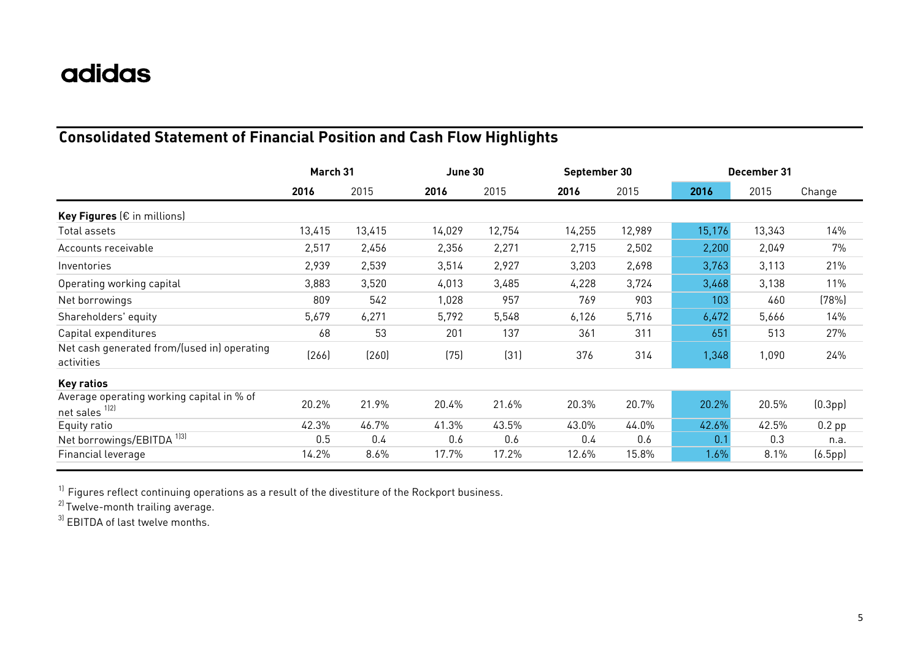adidas

## Consolidated Statement of Financial Position and Cash Flow Highlights

| | March 31 | | June 30 | | September 30 | | December 31 | | |
|---|---|---|---|---|---|---|---|---|---|
| | **2016** | 2015 | **2016** | 2015 | **2016** | 2015 | **2016** | 2015 | Change |
| **Key Figures** (€ in millions) | | | | | | | | | |
| Total assets | 13,415 | 13,415 | 14,029 | 12,754 | 14,255 | 12,989 | 15,176 | 13,343 | 14% |
| Accounts receivable | 2,517 | 2,456 | 2,356 | 2,271 | 2,715 | 2,502 | 2,200 | 2,049 | 7% |
| Inventories | 2,939 | 2,539 | 3,514 | 2,927 | 3,203 | 2,698 | 3,763 | 3,113 | 21% |
| Operating working capital | 3,883 | 3,520 | 4,013 | 3,485 | 4,228 | 3,724 | 3,468 | 3,138 | 11% |
| Net borrowings | 809 | 542 | 1,028 | 957 | 769 | 903 | 103 | 460 | (78%) |
| Shareholders' equity | 5,679 | 6,271 | 5,792 | 5,548 | 6,126 | 5,716 | 6,472 | 5,666 | 14% |
| Capital expenditures | 68 | 53 | 201 | 137 | 361 | 311 | 651 | 513 | 27% |
| Net cash generated from/(used in) operating activities | (266) | (260) | (75) | (31) | 376 | 314 | 1,348 | 1,090 | 24% |
| **Key ratios** | | | | | | | | | |
| Average operating working capital in % of net sales [1)2)] | 20.2% | 21.9% | 20.4% | 21.6% | 20.3% | 20.7% | 20.2% | 20.5% | (0.3pp) |
| Equity ratio | 42.3% | 46.7% | 41.3% | 43.5% | 43.0% | 44.0% | 42.6% | 42.5% | 0.2 pp |
| Net borrowings/EBITDA [1)3)] | 0.5 | 0.4 | 0.6 | 0.6 | 0.4 | 0.6 | 0.1 | 0.3 | n.a. |
| Financial leverage | 14.2% | 8.6% | 17.7% | 17.2% | 12.6% | 15.8% | 1.6% | 8.1% | (6.5pp) |

[1)] Figures reflect continuing operations as a result of the divestiture of the Rockport business.
[2)] Twelve-month trailing average.
[3)] EBITDA of last twelve months.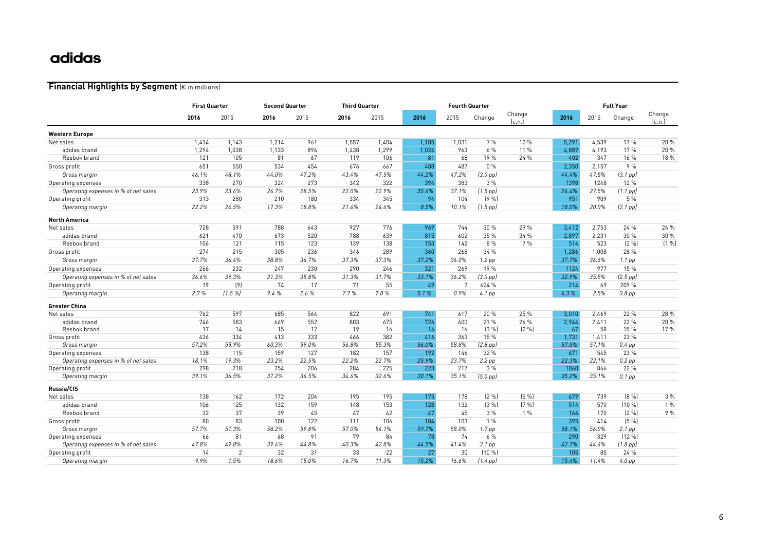adidas

## Financial Highlights by Segment (€ in millions)

| | First Quarter | | Second Quarter | | Third Quarter | | Fourth Quarter | | | | Full Year | | | |
|---|---|---|---|---|---|---|---|---|---|---|---|---|---|---|
| | **2016** | 2015 | **2016** | 2015 | **2016** | 2015 | **2016** | 2015 | Change | Change (c.n.) | **2016** | 2015 | Change | Change (c.n.) |
| **Western Europe** | | | | | | | | | | | | | | |
| Net sales | 1,414 | 1,143 | 1,214 | 961 | 1,557 | 1,404 | 1,105 | 1,031 | 7 % | 12 % | 5,291 | 4,539 | 17 % | 20 % |
| adidas brand | 1,294 | 1,038 | 1,133 | 894 | 1,438 | 1,299 | 1,024 | 963 | 6 % | 11 % | 4,889 | 4,193 | 17 % | 20 % |
| Reebok brand | 121 | 105 | 81 | 67 | 119 | 106 | 81 | 68 | 19 % | 24 % | 402 | 347 | 16 % | 18 % |
| Gross profit | 651 | 550 | 534 | 454 | 676 | 667 | 488 | 487 | 0 % | | 2,350 | 2,157 | 9 % | |
| *Gross margin* | *46.1%* | *48.1%* | *44.0%* | *47.2%* | *43.4%* | *47.5%* | *44.2%* | *47.2%* | *(3.0 pp)* | | *44.4%* | *47.5%* | *(3.1 pp)* | |
| Operating expenses | 338 | 270 | 324 | 273 | 342 | 322 | 394 | 383 | 3 % | | 1398 | 1248 | 12 % | |
| *Operating expenses in % of net sales* | *23.9%* | *23.6%* | *26.7%* | *28.5%* | *22.0%* | *22.9%* | *35.6%* | *37.1%* | *(1.5 pp)* | | *26.4%* | *27.5%* | *(1.1 pp)* | |
| Operating profit | 313 | 280 | 210 | 180 | 334 | 345 | 94 | 104 | (9 %) | | 951 | 909 | 5 % | |
| *Operating margin* | *22.2%* | *24.5%* | *17.3%* | *18.8%* | *21.4%* | *24.6%* | *8.5%* | *10.1%* | *(1.5 pp)* | | *18.0%* | *20.0%* | *(2.1 pp)* | |
| **North America** | | | | | | | | | | | | | | |
| Net sales | 728 | 591 | 788 | 643 | 927 | 776 | 969 | 744 | 30 % | 29 % | 3,412 | 2,753 | 24 % | 24 % |
| adidas brand | 621 | 470 | 673 | 520 | 788 | 639 | 815 | 602 | 35 % | 34 % | 2,897 | 2,231 | 30 % | 30 % |
| Reebok brand | 106 | 121 | 115 | 123 | 139 | 138 | 153 | 142 | 8 % | 7 % | 514 | 523 | (2 %) | (1 %) |
| Gross profit | 274 | 215 | 305 | 236 | 346 | 289 | 360 | 268 | 34 % | | 1,286 | 1,008 | 28 % | |
| *Gross margin* | *37.7%* | *36.4%* | *38.8%* | *36.7%* | *37.3%* | *37.3%* | *37.2%* | *36.0%* | *1.2 pp* | | *37.7%* | *36.6%* | *1.1 pp* | |
| Operating expenses | 266 | 232 | 247 | 230 | 290 | 246 | 321 | 269 | 19 % | | 1124 | 977 | 15 % | |
| *Operating expenses in % of net sales* | *36.6%* | *39.3%* | *31.3%* | *35.8%* | *31.3%* | *31.7%* | *33.1%* | *36.2%* | *(3.0 pp)* | | *32.9%* | *35.5%* | *(2.5 pp)* | |
| Operating profit | 19 | (9) | 74 | 17 | 71 | 55 | 49 | 7 | 624 % | | 214 | 69 | 209 % | |
| *Operating margin* | *2.7 %* | *(1.5 %)* | *9.4 %* | *2.6 %* | *7.7 %* | *7.0 %* | *5.1 %* | *0.9%* | *4.1 pp* | | *6.3 %* | *2.5%* | *3.8 pp* | |
| **Greater China** | | | | | | | | | | | | | | |
| Net sales | 762 | 597 | 685 | 564 | 822 | 691 | 741 | 617 | 20 % | 25 % | 3,010 | 2,469 | 22 % | 28 % |
| adidas brand | 746 | 583 | 669 | 552 | 803 | 675 | 726 | 600 | 21 % | 26 % | 2,944 | 2,411 | 22 % | 28 % |
| Reebok brand | 17 | 14 | 15 | 12 | 19 | 16 | 16 | 16 | (3 %) | (2 %) | 67 | 58 | 15 % | 17 % |
| Gross profit | 436 | 334 | 413 | 333 | 466 | 382 | 416 | 363 | 15 % | | 1,731 | 1,411 | 23 % | |
| *Gross margin* | *57.2%* | *55.9%* | *60.3%* | *59.0%* | *56.8%* | *55.3%* | *56.0%* | *58.8%* | *(2.8 pp)* | | *57.5%* | *57.1%* | *0.4 pp* | |
| Operating expenses | 138 | 115 | 159 | 127 | 182 | 157 | 192 | 146 | 32 % | | 671 | 545 | 23 % | |
| *Operating expenses in % of net sales* | *18.1%* | *19.3%* | *23.2%* | *22.5%* | *22.2%* | *22.7%* | *25.9%* | *23.7%* | *2.2 pp* | | *22.3%* | *22.1%* | *0.2 pp* | |
| Operating profit | 298 | 218 | 254 | 206 | 284 | 225 | 223 | 217 | 3 % | | 1060 | 866 | 22 % | |
| *Operating margin* | *39.1%* | *36.5%* | *37.2%* | *36.5%* | *34.6%* | *32.6%* | *30.1%* | *35.1%* | *(5.0 pp)* | | *35.2%* | *35.1%* | *0.1 pp* | |
| **Russia/CIS** | | | | | | | | | | | | | | |
| Net sales | 138 | 162 | 172 | 204 | 195 | 195 | 175 | 178 | (2 %) | (5 %) | 679 | 739 | (8 %) | 3 % |
| adidas brand | 106 | 125 | 132 | 159 | 148 | 153 | 128 | 132 | (3 %) | (7 %) | 514 | 570 | (10 %) | 1 % |
| Reebok brand | 32 | 37 | 39 | 45 | 47 | 42 | 47 | 45 | 3 % | 1 % | 166 | 170 | (2 %) | 9 % |
| Gross profit | 80 | 83 | 100 | 122 | 111 | 106 | 104 | 103 | 1 % | | 395 | 414 | (5 %) | |
| *Gross margin* | *57.7%* | *51.3%* | *58.2%* | *59.8%* | *57.0%* | *54.1%* | *59.7%* | *58.0%* | *1.7 pp* | | *58.1%* | *56.0%* | *2.1 pp* | |
| Operating expenses | 66 | 81 | 68 | 91 | 79 | 84 | 78 | 74 | 6 % | | 290 | 329 | (12 %) | |
| *Operating expenses in % of net sales* | *47.8%* | *49.8%* | *39.6%* | *44.8%* | *40.3%* | *42.8%* | *44.5%* | *41.4%* | *3.1 pp* | | *42.7%* | *44.6%* | *(1.8 pp)* | |
| Operating profit | 14 | 2 | 32 | 31 | 33 | 22 | 27 | 30 | (10 %) | | 105 | 85 | 24 % | |
| *Operating margin* | *9.9%* | *1.5%* | *18.6%* | *15.0%* | *16.7%* | *11.3%* | *15.2%* | *16.6%* | *(1.4 pp)* | | *15.4%* | *11.4%* | *4.0 pp* | |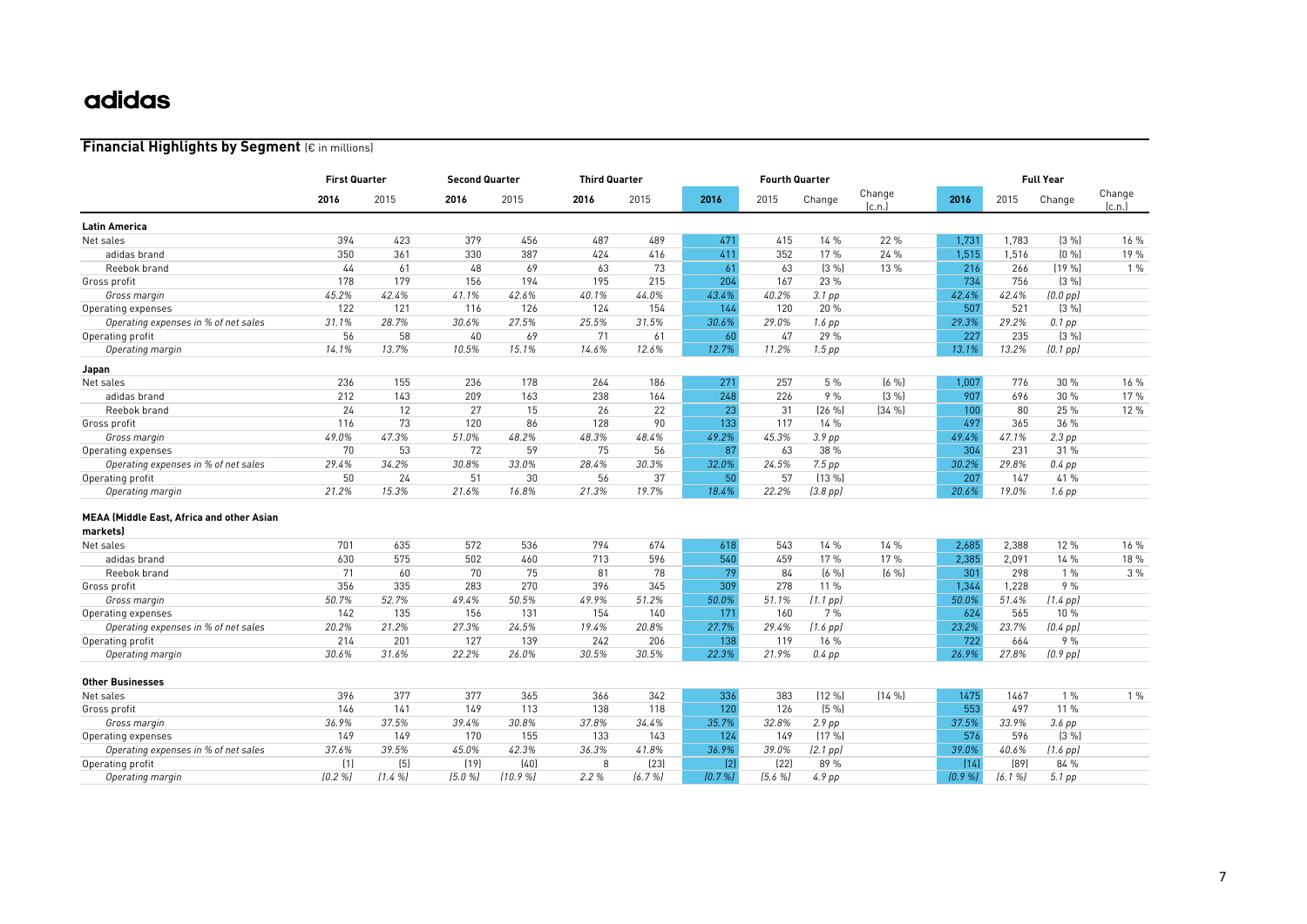# adidas

## Financial Highlights by Segment (€ in millions)

| | First Quarter | | Second Quarter | | Third Quarter | | Fourth Quarter | | | | Full Year | | | |
|---|---|---|---|---|---|---|---|---|---|---|---|---|---|---|
| | **2016** | 2015 | **2016** | 2015 | **2016** | 2015 | **2016** | 2015 | Change | Change (c.n.) | **2016** | 2015 | Change | Change (c.n.) |
| **Latin America** | | | | | | | | | | | | | | |
| Net sales | 394 | 423 | 379 | 456 | 487 | 489 | 471 | 415 | 14 % | 22 % | 1,731 | 1,783 | (3 %) | 16 % |
| adidas brand | 350 | 361 | 330 | 387 | 424 | 416 | 411 | 352 | 17 % | 24 % | 1,515 | 1,516 | (0 %) | 19 % |
| Reebok brand | 44 | 61 | 48 | 69 | 63 | 73 | 61 | 63 | (3 %) | 13 % | 216 | 266 | (19 %) | 1 % |
| Gross profit | 178 | 179 | 156 | 194 | 195 | 215 | 204 | 167 | 23 % | | 734 | 756 | (3 %) | |
| *Gross margin* | *45.2%* | *42.4%* | *41.1%* | *42.6%* | *40.1%* | *44.0%* | *43.4%* | *40.2%* | *3.1 pp* | | *42.4%* | *42.4%* | *(0.0 pp)* | |
| Operating expenses | 122 | 121 | 116 | 126 | 124 | 154 | 144 | 120 | 20 % | | 507 | 521 | (3 %) | |
| *Operating expenses in % of net sales* | *31.1%* | *28.7%* | *30.6%* | *27.5%* | *25.5%* | *31.5%* | *30.6%* | *29.0%* | *1.6 pp* | | *29.3%* | *29.2%* | *0.1 pp* | |
| Operating profit | 56 | 58 | 40 | 69 | 71 | 61 | 60 | 47 | 29 % | | 227 | 235 | (3 %) | |
| *Operating margin* | *14.1%* | *13.7%* | *10.5%* | *15.1%* | *14.6%* | *12.6%* | *12.7%* | *11.2%* | *1.5 pp* | | *13.1%* | *13.2%* | *(0.1 pp)* | |
| **Japan** | | | | | | | | | | | | | | |
| Net sales | 236 | 155 | 236 | 178 | 264 | 186 | 271 | 257 | 5 % | (6 %) | 1,007 | 776 | 30 % | 16 % |
| adidas brand | 212 | 143 | 209 | 163 | 238 | 164 | 248 | 226 | 9 % | (3 %) | 907 | 696 | 30 % | 17 % |
| Reebok brand | 24 | 12 | 27 | 15 | 26 | 22 | 23 | 31 | (26 %) | (34 %) | 100 | 80 | 25 % | 12 % |
| Gross profit | 116 | 73 | 120 | 86 | 128 | 90 | 133 | 117 | 14 % | | 497 | 365 | 36 % | |
| *Gross margin* | *49.0%* | *47.3%* | *51.0%* | *48.2%* | *48.3%* | *48.4%* | *49.2%* | *45.3%* | *3.9 pp* | | *49.4%* | *47.1%* | *2.3 pp* | |
| Operating expenses | 70 | 53 | 72 | 59 | 75 | 56 | 87 | 63 | 38 % | | 304 | 231 | 31 % | |
| *Operating expenses in % of net sales* | *29.4%* | *34.2%* | *30.8%* | *33.0%* | *28.4%* | *30.3%* | *32.0%* | *24.5%* | *7.5 pp* | | *30.2%* | *29.8%* | *0.4 pp* | |
| Operating profit | 50 | 24 | 51 | 30 | 56 | 37 | 50 | 57 | (13 %) | | 207 | 147 | 41 % | |
| *Operating margin* | *21.2%* | *15.3%* | *21.6%* | *16.8%* | *21.3%* | *19.7%* | *18.4%* | *22.2%* | *(3.8 pp)* | | *20.6%* | *19.0%* | *1.6 pp* | |
| **MEAA (Middle East, Africa and other Asian markets)** | | | | | | | | | | | | | | |
| Net sales | 701 | 635 | 572 | 536 | 794 | 674 | 618 | 543 | 14 % | 14 % | 2,685 | 2,388 | 12 % | 16 % |
| adidas brand | 630 | 575 | 502 | 460 | 713 | 596 | 540 | 459 | 17 % | 17 % | 2,385 | 2,091 | 14 % | 18 % |
| Reebok brand | 71 | 60 | 70 | 75 | 81 | 78 | 79 | 84 | (6 %) | (6 %) | 301 | 298 | 1 % | 3 % |
| Gross profit | 356 | 335 | 283 | 270 | 396 | 345 | 309 | 278 | 11 % | | 1,344 | 1,228 | 9 % | |
| *Gross margin* | *50.7%* | *52.7%* | *49.4%* | *50.5%* | *49.9%* | *51.2%* | *50.0%* | *51.1%* | *(1.1 pp)* | | *50.0%* | *51.4%* | *(1.4 pp)* | |
| Operating expenses | 142 | 135 | 156 | 131 | 154 | 140 | 171 | 160 | 7 % | | 624 | 565 | 10 % | |
| *Operating expenses in % of net sales* | *20.2%* | *21.2%* | *27.3%* | *24.5%* | *19.4%* | *20.8%* | *27.7%* | *29.4%* | *(1.6 pp)* | | *23.2%* | *23.7%* | *(0.4 pp)* | |
| Operating profit | 214 | 201 | 127 | 139 | 242 | 206 | 138 | 119 | 16 % | | 722 | 664 | 9 % | |
| *Operating margin* | *30.6%* | *31.6%* | *22.2%* | *26.0%* | *30.5%* | *30.5%* | *22.3%* | *21.9%* | *0.4 pp* | | *26.9%* | *27.8%* | *(0.9 pp)* | |
| **Other Businesses** | | | | | | | | | | | | | | |
| Net sales | 396 | 377 | 377 | 365 | 366 | 342 | 336 | 383 | (12 %) | (14 %) | 1475 | 1467 | 1 % | 1 % |
| Gross profit | 146 | 141 | 149 | 113 | 138 | 118 | 120 | 126 | (5 %) | | 553 | 497 | 11 % | |
| *Gross margin* | *36.9%* | *37.5%* | *39.4%* | *30.8%* | *37.8%* | *34.4%* | *35.7%* | *32.8%* | *2.9 pp* | | *37.5%* | *33.9%* | *3.6 pp* | |
| Operating expenses | 149 | 149 | 170 | 155 | 133 | 143 | 124 | 149 | (17 %) | | 576 | 596 | (3 %) | |
| *Operating expenses in % of net sales* | *37.6%* | *39.5%* | *45.0%* | *42.3%* | *36.3%* | *41.8%* | *36.9%* | *39.0%* | *(2.1 pp)* | | *39.0%* | *40.6%* | *(1.6 pp)* | |
| Operating profit | (1) | (5) | (19) | (40) | 8 | (23) | (2) | (22) | 89 % | | (14) | (89) | 84 % | |
| *Operating margin* | *(0.2 %)* | *(1.4 %)* | *(5.0 %)* | *(10.9 %)* | *2.2 %* | *(6.7 %)* | *(0.7 %)* | *(5.6 %)* | *4.9 pp* | | *(0.9 %)* | *(6.1 %)* | *5.1 pp* | |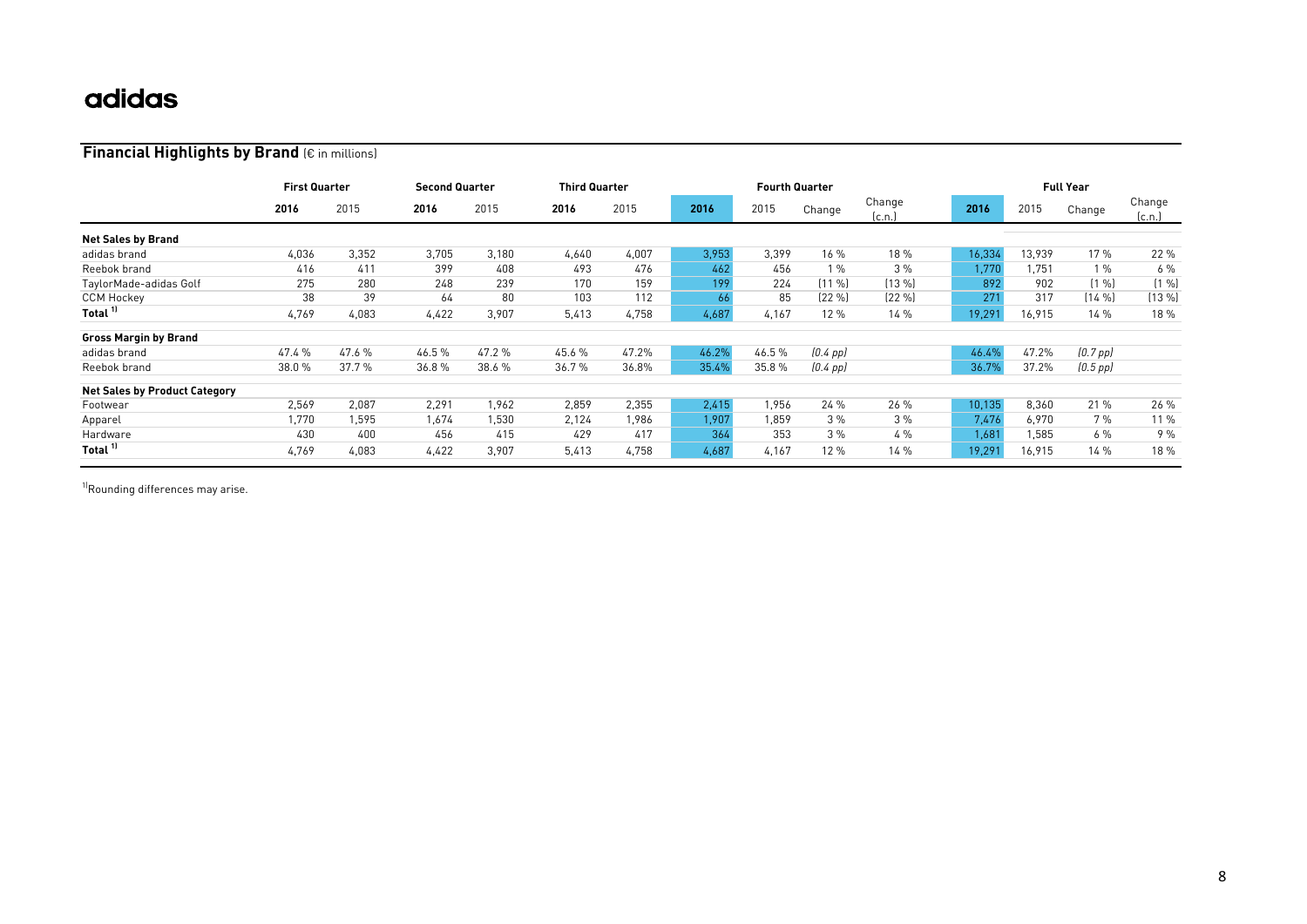adidas

## Financial Highlights by Brand (€ in millions)

| | First Quarter | | Second Quarter | | Third Quarter | | Fourth Quarter | | | | Full Year | | | |
|---|---|---|---|---|---|---|---|---|---|---|---|---|---|---|
| | 2016 | 2015 | 2016 | 2015 | 2016 | 2015 | 2016 | 2015 | Change | Change (c.n.) | 2016 | 2015 | Change | Change (c.n.) |
| **Net Sales by Brand** | | | | | | | | | | | | | | |
| adidas brand | 4,036 | 3,352 | 3,705 | 3,180 | 4,640 | 4,007 | 3,953 | 3,399 | 16 % | 18 % | 16,334 | 13,939 | 17 % | 22 % |
| Reebok brand | 416 | 411 | 399 | 408 | 493 | 476 | 462 | 456 | 1 % | 3 % | 1,770 | 1,751 | 1 % | 6 % |
| TaylorMade-adidas Golf | 275 | 280 | 248 | 239 | 170 | 159 | 199 | 224 | (11 %) | (13 %) | 892 | 902 | (1 %) | (1 %) |
| CCM Hockey | 38 | 39 | 64 | 80 | 103 | 112 | 66 | 85 | (22 %) | (22 %) | 271 | 317 | (14 %) | (13 %) |
| Total [1] | 4,769 | 4,083 | 4,422 | 3,907 | 5,413 | 4,758 | 4,687 | 4,167 | 12 % | 14 % | 19,291 | 16,915 | 14 % | 18 % |
| **Gross Margin by Brand** | | | | | | | | | | | | | | |
| adidas brand | 47.4 % | 47.6 % | 46.5 % | 47.2 % | 45.6 % | 47.2% | 46.2% | 46.5 % | *(0.4 pp)* | | 46.4% | 47.2% | *(0.7 pp)* | |
| Reebok brand | 38.0 % | 37.7 % | 36.8 % | 38.6 % | 36.7 % | 36.8% | 35.4% | 35.8 % | *(0.4 pp)* | | 36.7% | 37.2% | *(0.5 pp)* | |
| **Net Sales by Product Category** | | | | | | | | | | | | | | |
| Footwear | 2,569 | 2,087 | 2,291 | 1,962 | 2,859 | 2,355 | 2,415 | 1,956 | 24 % | 26 % | 10,135 | 8,360 | 21 % | 26 % |
| Apparel | 1,770 | 1,595 | 1,674 | 1,530 | 2,124 | 1,986 | 1,907 | 1,859 | 3 % | 3 % | 7,476 | 6,970 | 7 % | 11 % |
| Hardware | 430 | 400 | 456 | 415 | 429 | 417 | 364 | 353 | 3 % | 4 % | 1,681 | 1,585 | 6 % | 9 % |
| Total [1] | 4,769 | 4,083 | 4,422 | 3,907 | 5,413 | 4,758 | 4,687 | 4,167 | 12 % | 14 % | 19,291 | 16,915 | 14 % | 18 % |

[1] Rounding differences may arise.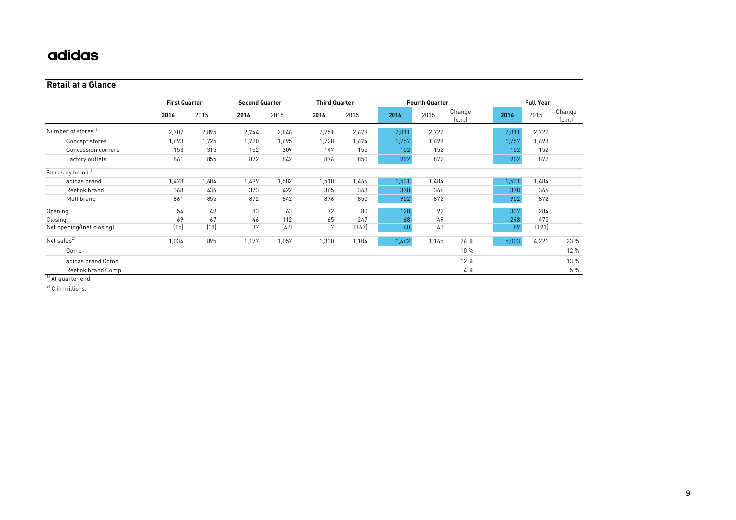adidas

## Retail at a Glance

| | First Quarter | | Second Quarter | | Third Quarter | | Fourth Quarter | | | Full Year | | |
|---|---|---|---|---|---|---|---|---|---|---|---|---|
| | **2016** | 2015 | **2016** | 2015 | **2016** | 2015 | **2016** | 2015 | Change (c.n.) | **2016** | 2015 | Change (c.n.) |
| Number of stores[1] | 2,707 | 2,895 | 2,744 | 2,846 | 2,751 | 2,679 | 2,811 | 2,722 | | 2,811 | 2,722 | |
| Concept stores | 1,693 | 1,725 | 1,720 | 1,695 | 1,728 | 1,674 | 1,757 | 1,698 | | 1,757 | 1,698 | |
| Concession corners | 153 | 315 | 152 | 309 | 147 | 155 | 152 | 152 | | 152 | 152 | |
| Factory outlets | 861 | 855 | 872 | 842 | 876 | 850 | 902 | 872 | | 902 | 872 | |
| Stores by brand[1] | | | | | | | | | | | | |
| adidas brand | 1,478 | 1,604 | 1,499 | 1,582 | 1,510 | 1,466 | 1,531 | 1,484 | | 1,531 | 1,484 | |
| Reebok brand | 368 | 436 | 373 | 422 | 365 | 363 | 378 | 366 | | 378 | 366 | |
| Multibrand | 861 | 855 | 872 | 842 | 876 | 850 | 902 | 872 | | 902 | 872 | |
| Opening | 54 | 49 | 83 | 63 | 72 | 80 | 128 | 92 | | 337 | 284 | |
| Closing | 69 | 67 | 46 | 112 | 65 | 247 | 68 | 49 | | 248 | 475 | |
| Net opening/(net closing) | (15) | (18) | 37 | (49) | 7 | (167) | 60 | 43 | | 89 | (191) | |
| Net sales[2] | 1,034 | 895 | 1,177 | 1,057 | 1,330 | 1,104 | 1,462 | 1,165 | 26 % | 5,003 | 4,221 | 23 % |
| Comp | | | | | | | | | 10 % | | | 12 % |
| adidas brand Comp | | | | | | | | | 12 % | | | 13 % |
| Reebok brand Comp | | | | | | | | | 4 % | | | 5 % |

[1] At quarter end.

[2] € in millions.